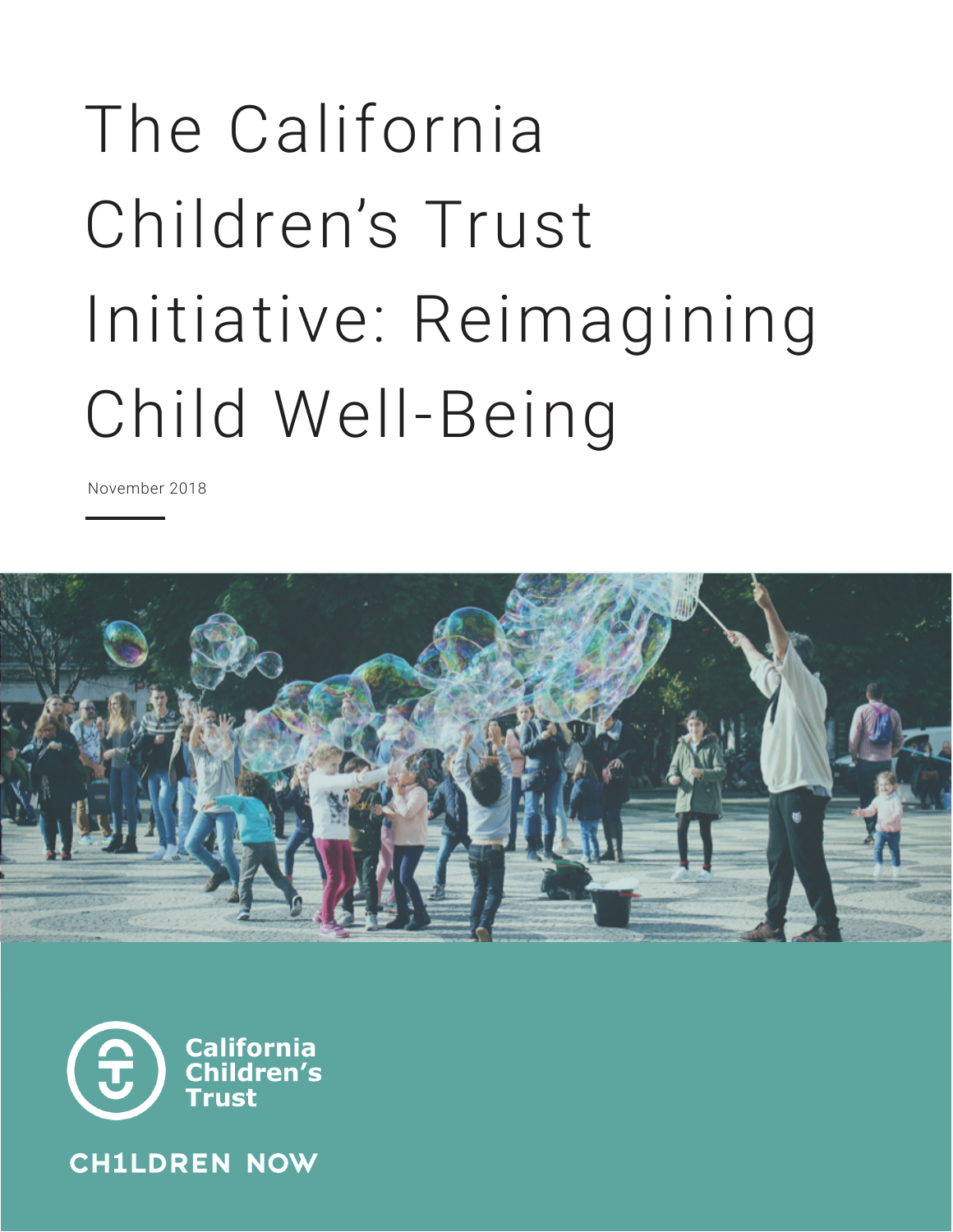# The California Children's Trust Initiative: Reimagining Child Well-Being

November 2018

California Children's Trust

CH1LDREN NOW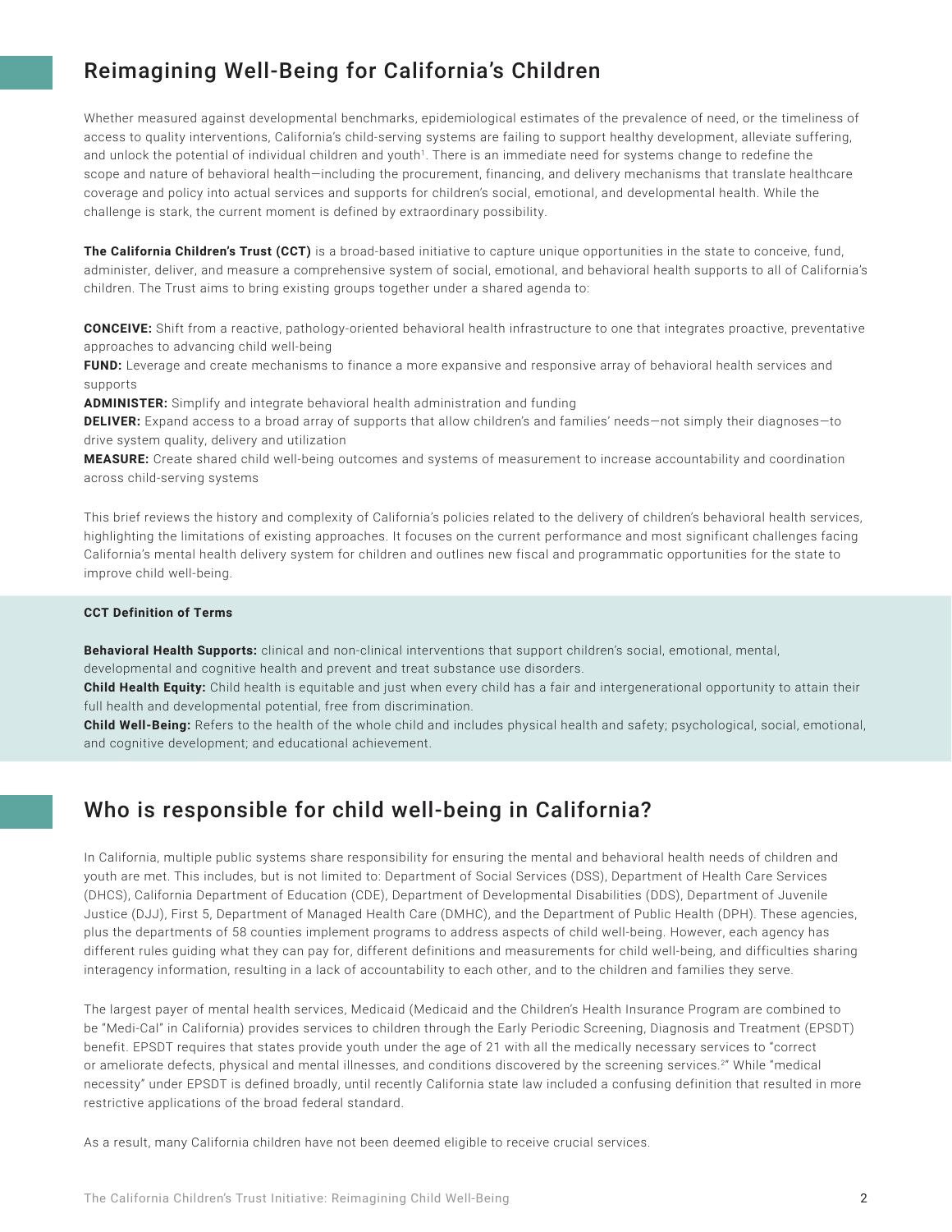## Reimagining Well-Being for California's Children

Whether measured against developmental benchmarks, epidemiological estimates of the prevalence of need, or the timeliness of access to quality interventions, California's child-serving systems are failing to support healthy development, alleviate suffering, and unlock the potential of individual children and youth[1]. There is an immediate need for systems change to redefine the scope and nature of behavioral health—including the procurement, financing, and delivery mechanisms that translate healthcare coverage and policy into actual services and supports for children's social, emotional, and developmental health. While the challenge is stark, the current moment is defined by extraordinary possibility.

**The California Children's Trust (CCT)** is a broad-based initiative to capture unique opportunities in the state to conceive, fund, administer, deliver, and measure a comprehensive system of social, emotional, and behavioral health supports to all of California's children. The Trust aims to bring existing groups together under a shared agenda to:

**CONCEIVE:** Shift from a reactive, pathology-oriented behavioral health infrastructure to one that integrates proactive, preventative approaches to advancing child well-being
**FUND:** Leverage and create mechanisms to finance a more expansive and responsive array of behavioral health services and supports
**ADMINISTER:** Simplify and integrate behavioral health administration and funding
**DELIVER:** Expand access to a broad array of supports that allow children's and families' needs—not simply their diagnoses—to drive system quality, delivery and utilization
**MEASURE:** Create shared child well-being outcomes and systems of measurement to increase accountability and coordination across child-serving systems

This brief reviews the history and complexity of California's policies related to the delivery of children's behavioral health services, highlighting the limitations of existing approaches. It focuses on the current performance and most significant challenges facing California's mental health delivery system for children and outlines new fiscal and programmatic opportunities for the state to improve child well-being.

**CCT Definition of Terms**

**Behavioral Health Supports:** clinical and non-clinical interventions that support children's social, emotional, mental, developmental and cognitive health and prevent and treat substance use disorders.
**Child Health Equity:** Child health is equitable and just when every child has a fair and intergenerational opportunity to attain their full health and developmental potential, free from discrimination.
**Child Well-Being:** Refers to the health of the whole child and includes physical health and safety; psychological, social, emotional, and cognitive development; and educational achievement.

## Who is responsible for child well-being in California?

In California, multiple public systems share responsibility for ensuring the mental and behavioral health needs of children and youth are met. This includes, but is not limited to: Department of Social Services (DSS), Department of Health Care Services (DHCS), California Department of Education (CDE), Department of Developmental Disabilities (DDS), Department of Juvenile Justice (DJJ), First 5, Department of Managed Health Care (DMHC), and the Department of Public Health (DPH). These agencies, plus the departments of 58 counties implement programs to address aspects of child well-being. However, each agency has different rules guiding what they can pay for, different definitions and measurements for child well-being, and difficulties sharing interagency information, resulting in a lack of accountability to each other, and to the children and families they serve.

The largest payer of mental health services, Medicaid (Medicaid and the Children's Health Insurance Program are combined to be "Medi-Cal" in California) provides services to children through the Early Periodic Screening, Diagnosis and Treatment (EPSDT) benefit. EPSDT requires that states provide youth under the age of 21 with all the medically necessary services to "correct or ameliorate defects, physical and mental illnesses, and conditions discovered by the screening services.[2]" While "medical necessity" under EPSDT is defined broadly, until recently California state law included a confusing definition that resulted in more restrictive applications of the broad federal standard.

As a result, many California children have not been deemed eligible to receive crucial services.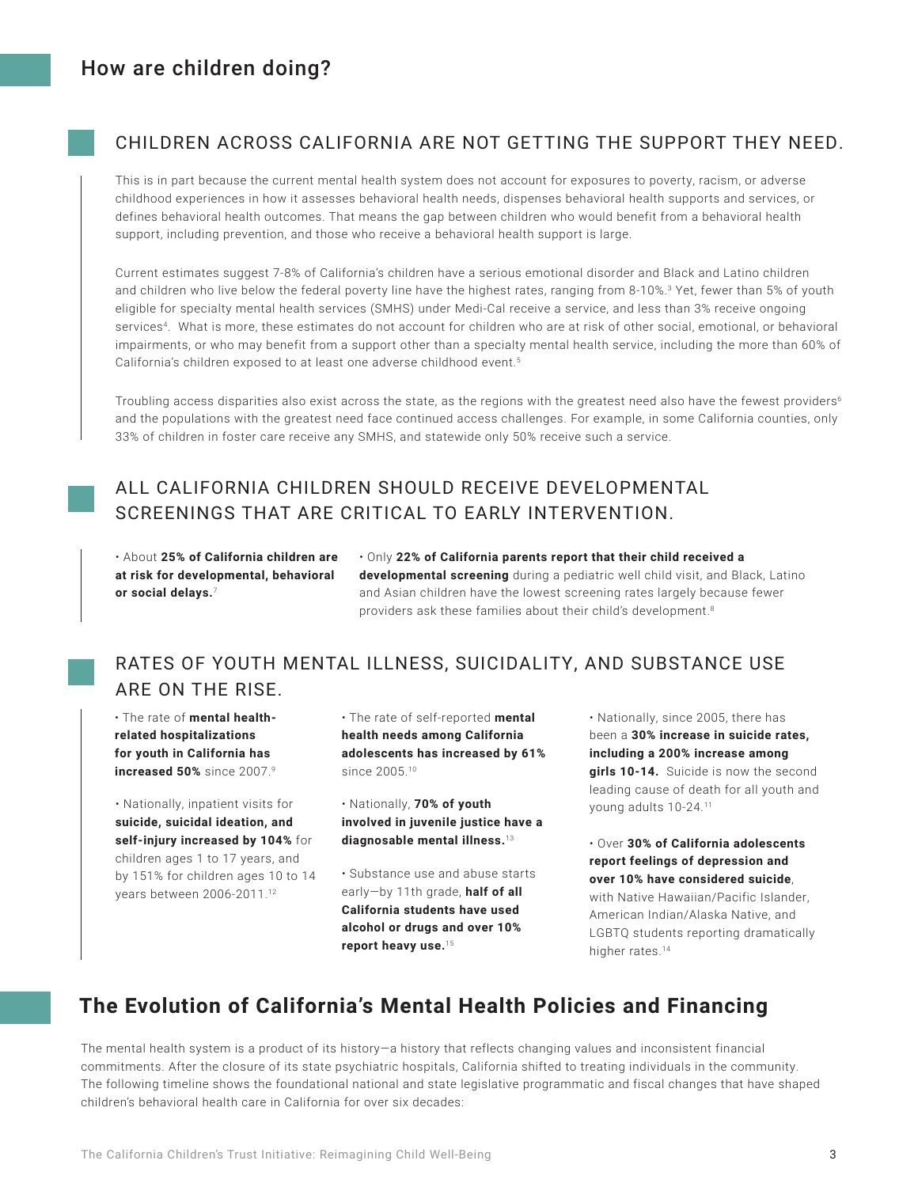## How are children doing?

### CHILDREN ACROSS CALIFORNIA ARE NOT GETTING THE SUPPORT THEY NEED.

This is in part because the current mental health system does not account for exposures to poverty, racism, or adverse childhood experiences in how it assesses behavioral health needs, dispenses behavioral health supports and services, or defines behavioral health outcomes. That means the gap between children who would benefit from a behavioral health support, including prevention, and those who receive a behavioral health support is large.

Current estimates suggest 7-8% of California's children have a serious emotional disorder and Black and Latino children and children who live below the federal poverty line have the highest rates, ranging from 8-10%.[3] Yet, fewer than 5% of youth eligible for specialty mental health services (SMHS) under Medi-Cal receive a service, and less than 3% receive ongoing services[4]. What is more, these estimates do not account for children who are at risk of other social, emotional, or behavioral impairments, or who may benefit from a support other than a specialty mental health service, including the more than 60% of California's children exposed to at least one adverse childhood event.[5]

Troubling access disparities also exist across the state, as the regions with the greatest need also have the fewest providers[6] and the populations with the greatest need face continued access challenges. For example, in some California counties, only 33% of children in foster care receive any SMHS, and statewide only 50% receive such a service.

### ALL CALIFORNIA CHILDREN SHOULD RECEIVE DEVELOPMENTAL SCREENINGS THAT ARE CRITICAL TO EARLY INTERVENTION.

- About **25% of California children are at risk for developmental, behavioral or social delays.**[7]
- Only **22% of California parents report that their child received a developmental screening** during a pediatric well child visit, and Black, Latino and Asian children have the lowest screening rates largely because fewer providers ask these families about their child's development.[8]

### RATES OF YOUTH MENTAL ILLNESS, SUICIDALITY, AND SUBSTANCE USE ARE ON THE RISE.

- The rate of **mental health-related hospitalizations for youth in California has increased 50%** since 2007.[9]
- Nationally, inpatient visits for **suicide, suicidal ideation, and self-injury increased by 104%** for children ages 1 to 17 years, and by 151% for children ages 10 to 14 years between 2006-2011.[12]
- The rate of self-reported **mental health needs among California adolescents has increased by 61%** since 2005.[10]
- Nationally, **70% of youth involved in juvenile justice have a diagnosable mental illness.**[13]
- Substance use and abuse starts early—by 11th grade, **half of all California students have used alcohol or drugs and over 10% report heavy use.**[15]
- Nationally, since 2005, there has been a **30% increase in suicide rates, including a 200% increase among girls 10-14.** Suicide is now the second leading cause of death for all youth and young adults 10-24.[11]
- Over **30% of California adolescents report feelings of depression and over 10% have considered suicide**, with Native Hawaiian/Pacific Islander, American Indian/Alaska Native, and LGBTQ students reporting dramatically higher rates.[14]

## The Evolution of California's Mental Health Policies and Financing

The mental health system is a product of its history—a history that reflects changing values and inconsistent financial commitments. After the closure of its state psychiatric hospitals, California shifted to treating individuals in the community. The following timeline shows the foundational national and state legislative programmatic and fiscal changes that have shaped children's behavioral health care in California for over six decades: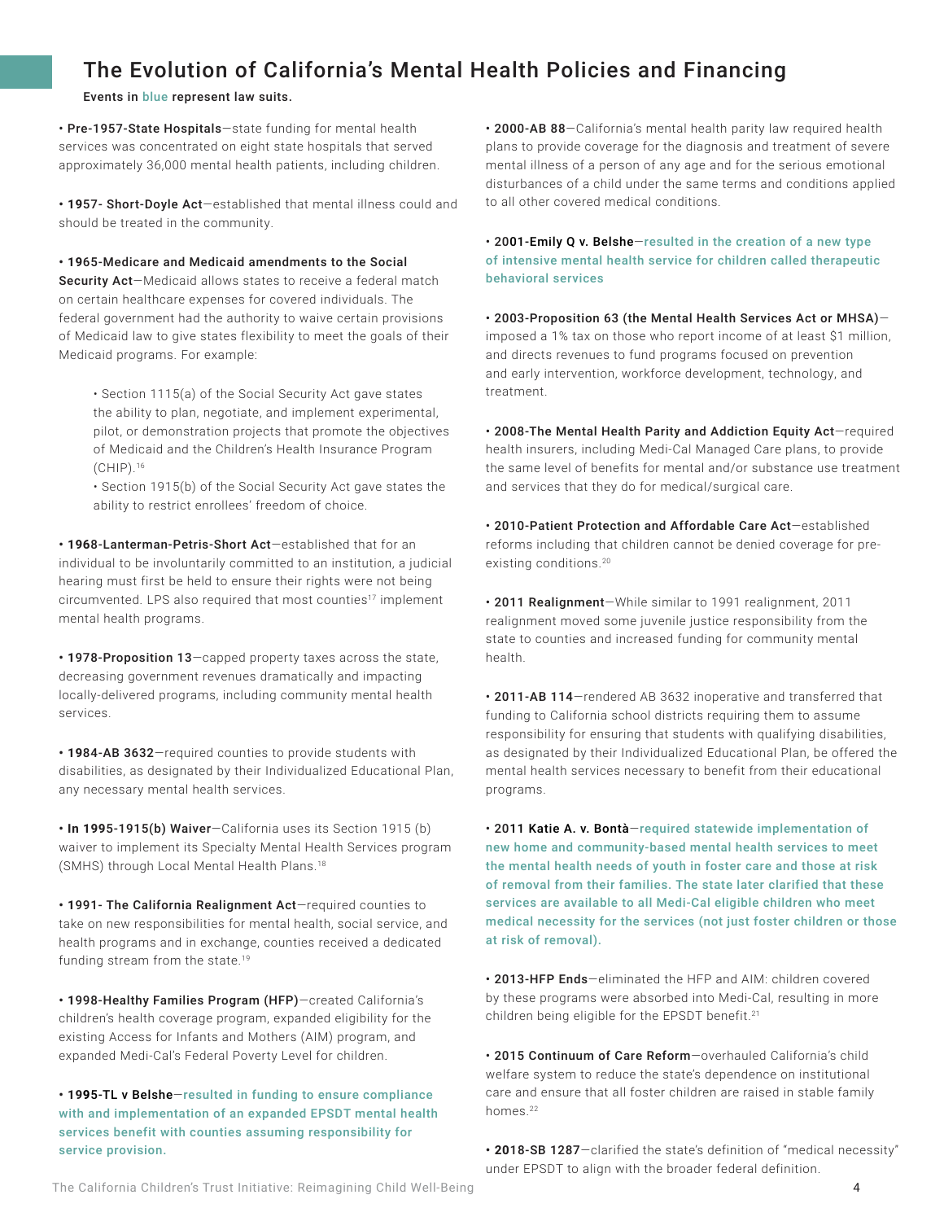## The Evolution of California's Mental Health Policies and Financing

**Events in blue represent law suits.**

- **Pre-1957-State Hospitals**—state funding for mental health services was concentrated on eight state hospitals that served approximately 36,000 mental health patients, including children.

- **1957- Short-Doyle Act**—established that mental illness could and should be treated in the community.

- **1965-Medicare and Medicaid amendments to the Social Security Act**—Medicaid allows states to receive a federal match on certain healthcare expenses for covered individuals. The federal government had the authority to waive certain provisions of Medicaid law to give states flexibility to meet the goals of their Medicaid programs. For example:
    - Section 1115(a) of the Social Security Act gave states the ability to plan, negotiate, and implement experimental, pilot, or demonstration projects that promote the objectives of Medicaid and the Children's Health Insurance Program (CHIP).[16]
    - Section 1915(b) of the Social Security Act gave states the ability to restrict enrollees' freedom of choice.

- **1968-Lanterman-Petris-Short Act**—established that for an individual to be involuntarily committed to an institution, a judicial hearing must first be held to ensure their rights were not being circumvented. LPS also required that most counties[17] implement mental health programs.

- **1978-Proposition 13**—capped property taxes across the state, decreasing government revenues dramatically and impacting locally-delivered programs, including community mental health services.

- **1984-AB 3632**—required counties to provide students with disabilities, as designated by their Individualized Educational Plan, any necessary mental health services.

- **In 1995-1915(b) Waiver**—California uses its Section 1915 (b) waiver to implement its Specialty Mental Health Services program (SMHS) through Local Mental Health Plans.[18]

- **1991- The California Realignment Act**—required counties to take on new responsibilities for mental health, social service, and health programs and in exchange, counties received a dedicated funding stream from the state.[19]

- **1998-Healthy Families Program (HFP)**—created California's children's health coverage program, expanded eligibility for the existing Access for Infants and Mothers (AIM) program, and expanded Medi-Cal's Federal Poverty Level for children.

- **1995-TL v Belshe**—resulted in funding to ensure compliance with and implementation of an expanded EPSDT mental health services benefit with counties assuming responsibility for service provision.

- **2000-AB 88**—California's mental health parity law required health plans to provide coverage for the diagnosis and treatment of severe mental illness of a person of any age and for the serious emotional disturbances of a child under the same terms and conditions applied to all other covered medical conditions.

- **2001-Emily Q v. Belshe**—resulted in the creation of a new type of intensive mental health service for children called therapeutic behavioral services

- **2003-Proposition 63 (the Mental Health Services Act or MHSA)**—imposed a 1% tax on those who report income of at least $1 million, and directs revenues to fund programs focused on prevention and early intervention, workforce development, technology, and treatment.

- **2008-The Mental Health Parity and Addiction Equity Act**—required health insurers, including Medi-Cal Managed Care plans, to provide the same level of benefits for mental and/or substance use treatment and services that they do for medical/surgical care.

- **2010-Patient Protection and Affordable Care Act**—established reforms including that children cannot be denied coverage for pre-existing conditions.[20]

- **2011 Realignment**—While similar to 1991 realignment, 2011 realignment moved some juvenile justice responsibility from the state to counties and increased funding for community mental health.

- **2011-AB 114**—rendered AB 3632 inoperative and transferred that funding to California school districts requiring them to assume responsibility for ensuring that students with qualifying disabilities, as designated by their Individualized Educational Plan, be offered the mental health services necessary to benefit from their educational programs.

- **2011 Katie A. v. Bontà**—required statewide implementation of new home and community-based mental health services to meet the mental health needs of youth in foster care and those at risk of removal from their families. The state later clarified that these services are available to all Medi-Cal eligible children who meet medical necessity for the services (not just foster children or those at risk of removal).

- **2013-HFP Ends**—eliminated the HFP and AIM: children covered by these programs were absorbed into Medi-Cal, resulting in more children being eligible for the EPSDT benefit.[21]

- **2015 Continuum of Care Reform**—overhauled California's child welfare system to reduce the state's dependence on institutional care and ensure that all foster children are raised in stable family homes.[22]

- **2018-SB 1287**—clarified the state's definition of "medical necessity" under EPSDT to align with the broader federal definition.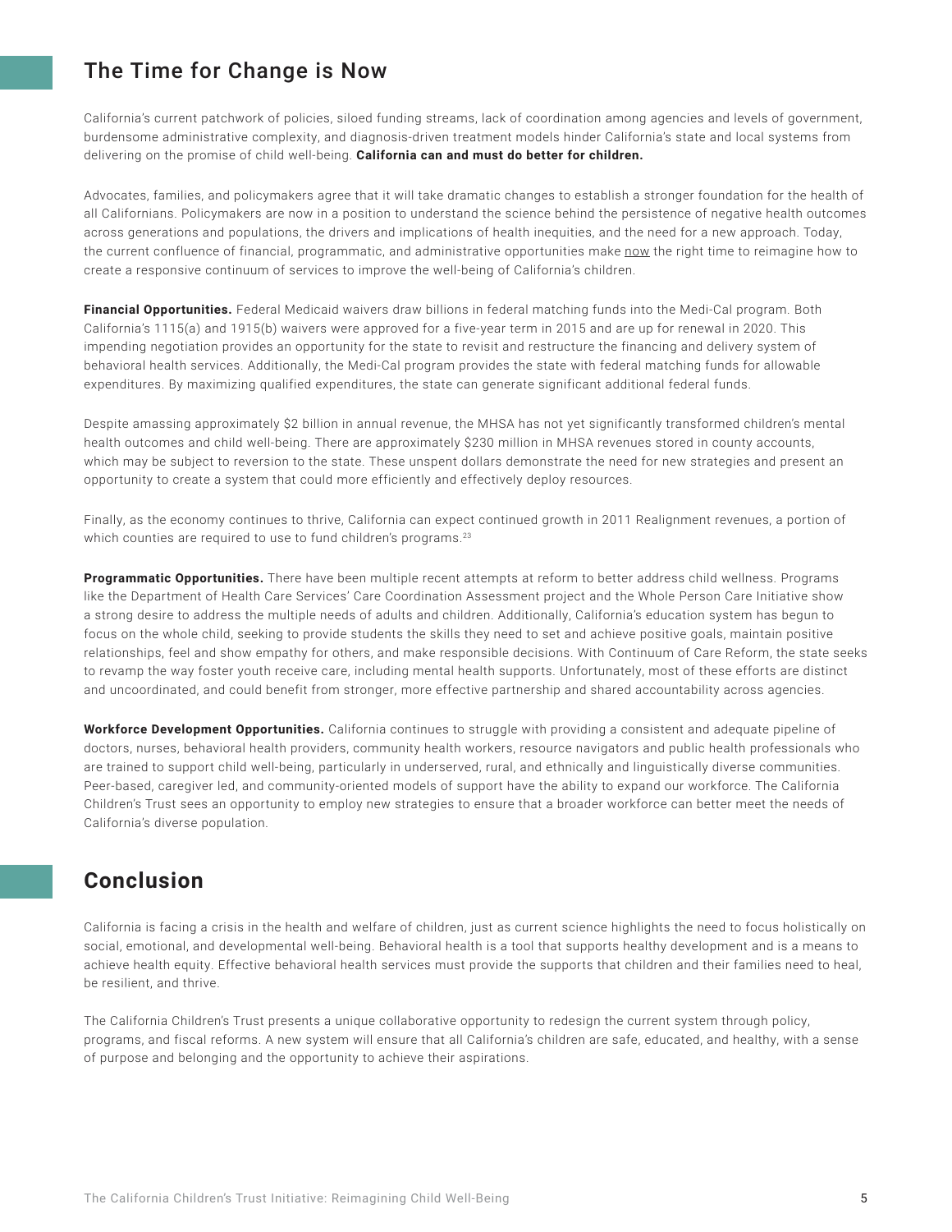## The Time for Change is Now

California's current patchwork of policies, siloed funding streams, lack of coordination among agencies and levels of government, burdensome administrative complexity, and diagnosis-driven treatment models hinder California's state and local systems from delivering on the promise of child well-being. **California can and must do better for children.**

Advocates, families, and policymakers agree that it will take dramatic changes to establish a stronger foundation for the health of all Californians. Policymakers are now in a position to understand the science behind the persistence of negative health outcomes across generations and populations, the drivers and implications of health inequities, and the need for a new approach. Today, the current confluence of financial, programmatic, and administrative opportunities make now the right time to reimagine how to create a responsive continuum of services to improve the well-being of California's children.

**Financial Opportunities.** Federal Medicaid waivers draw billions in federal matching funds into the Medi-Cal program. Both California's 1115(a) and 1915(b) waivers were approved for a five-year term in 2015 and are up for renewal in 2020. This impending negotiation provides an opportunity for the state to revisit and restructure the financing and delivery system of behavioral health services. Additionally, the Medi-Cal program provides the state with federal matching funds for allowable expenditures. By maximizing qualified expenditures, the state can generate significant additional federal funds.

Despite amassing approximately $2 billion in annual revenue, the MHSA has not yet significantly transformed children's mental health outcomes and child well-being. There are approximately $230 million in MHSA revenues stored in county accounts, which may be subject to reversion to the state. These unspent dollars demonstrate the need for new strategies and present an opportunity to create a system that could more efficiently and effectively deploy resources.

Finally, as the economy continues to thrive, California can expect continued growth in 2011 Realignment revenues, a portion of which counties are required to use to fund children's programs.[23]

**Programmatic Opportunities.** There have been multiple recent attempts at reform to better address child wellness. Programs like the Department of Health Care Services' Care Coordination Assessment project and the Whole Person Care Initiative show a strong desire to address the multiple needs of adults and children. Additionally, California's education system has begun to focus on the whole child, seeking to provide students the skills they need to set and achieve positive goals, maintain positive relationships, feel and show empathy for others, and make responsible decisions. With Continuum of Care Reform, the state seeks to revamp the way foster youth receive care, including mental health supports. Unfortunately, most of these efforts are distinct and uncoordinated, and could benefit from stronger, more effective partnership and shared accountability across agencies.

**Workforce Development Opportunities.** California continues to struggle with providing a consistent and adequate pipeline of doctors, nurses, behavioral health providers, community health workers, resource navigators and public health professionals who are trained to support child well-being, particularly in underserved, rural, and ethnically and linguistically diverse communities. Peer-based, caregiver led, and community-oriented models of support have the ability to expand our workforce. The California Children's Trust sees an opportunity to employ new strategies to ensure that a broader workforce can better meet the needs of California's diverse population.

## Conclusion

California is facing a crisis in the health and welfare of children, just as current science highlights the need to focus holistically on social, emotional, and developmental well-being. Behavioral health is a tool that supports healthy development and is a means to achieve health equity. Effective behavioral health services must provide the supports that children and their families need to heal, be resilient, and thrive.

The California Children's Trust presents a unique collaborative opportunity to redesign the current system through policy, programs, and fiscal reforms. A new system will ensure that all California's children are safe, educated, and healthy, with a sense of purpose and belonging and the opportunity to achieve their aspirations.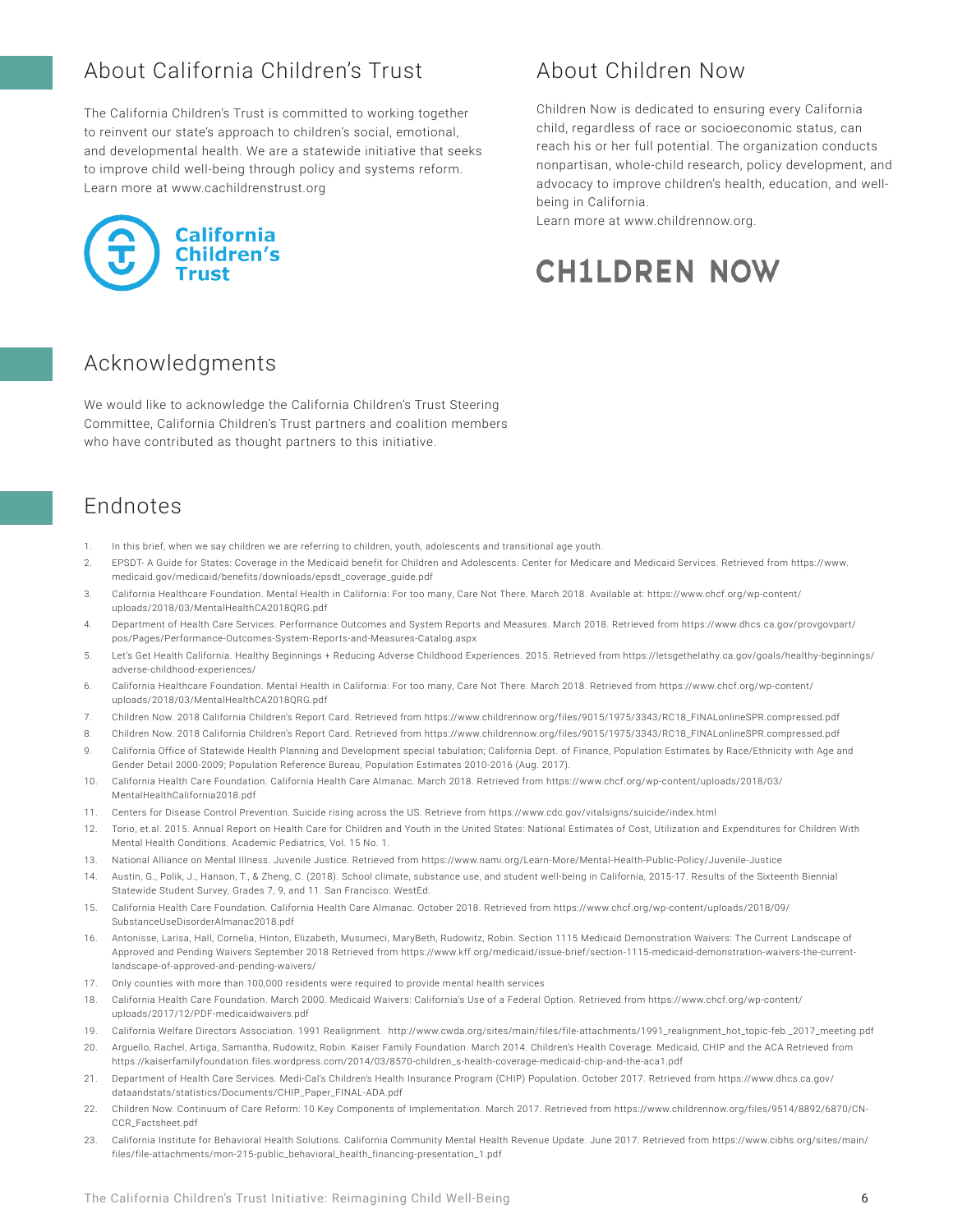## About California Children's Trust

The California Children's Trust is committed to working together to reinvent our state's approach to children's social, emotional, and developmental health. We are a statewide initiative that seeks to improve child well-being through policy and systems reform. Learn more at www.cachildrenstrust.org

California Children's Trust

## About Children Now

Children Now is dedicated to ensuring every California child, regardless of race or socioeconomic status, can reach his or her full potential. The organization conducts nonpartisan, whole-child research, policy development, and advocacy to improve children's health, education, and well-being in California.

Learn more at www.childrennow.org.

CH1LDREN NOW

## Acknowledgments

We would like to acknowledge the California Children's Trust Steering Committee, California Children's Trust partners and coalition members who have contributed as thought partners to this initiative.

## Endnotes

1. In this brief, when we say children we are referring to children, youth, adolescents and transitional age youth.
2. EPSDT- A Guide for States: Coverage in the Medicaid benefit for Children and Adolescents. Center for Medicare and Medicaid Services. Retrieved from https://www.medicaid.gov/medicaid/benefits/downloads/epsdt_coverage_guide.pdf
3. California Healthcare Foundation. Mental Health in California: For too many, Care Not There. March 2018. Available at: https://www.chcf.org/wp-content/uploads/2018/03/MentalHealthCA2018QRG.pdf
4. Department of Health Care Services. Performance Outcomes and System Reports and Measures. March 2018. Retrieved from https://www.dhcs.ca.gov/provgovpart/pos/Pages/Performance-Outcomes-System-Reports-and-Measures-Catalog.aspx
5. Let's Get Health California. Healthy Beginnings + Reducing Adverse Childhood Experiences. 2015. Retrieved from https://letsgethelathy.ca.gov/goals/healthy-beginnings/adverse-childhood-experiences/
6. California Healthcare Foundation. Mental Health in California: For too many, Care Not There. March 2018. Retrieved from https://www.chcf.org/wp-content/uploads/2018/03/MentalHealthCA2018QRG.pdf
7. Children Now. 2018 California Children's Report Card. Retrieved from https://www.childrennow.org/files/9015/1975/3343/RC18_FINALonlineSPR.compressed.pdf
8. Children Now. 2018 California Children's Report Card. Retrieved from https://www.childrennow.org/files/9015/1975/3343/RC18_FINALonlineSPR.compressed.pdf
9. California Office of Statewide Health Planning and Development special tabulation; California Dept. of Finance, Population Estimates by Race/Ethnicity with Age and Gender Detail 2000-2009; Population Reference Bureau, Population Estimates 2010-2016 (Aug. 2017).
10. California Health Care Foundation. California Health Care Almanac. March 2018. Retrieved from https://www.chcf.org/wp-content/uploads/2018/03/MentalHealthCalifornia2018.pdf
11. Centers for Disease Control Prevention. Suicide rising across the US. Retrieve from https://www.cdc.gov/vitalsigns/suicide/index.html
12. Torio, et.al. 2015. Annual Report on Health Care for Children and Youth in the United States: National Estimates of Cost, Utilization and Expenditures for Children With Mental Health Conditions. Academic Pediatrics, Vol. 15 No. 1.
13. National Alliance on Mental Illness. Juvenile Justice. Retrieved from https://www.nami.org/Learn-More/Mental-Health-Public-Policy/Juvenile-Justice
14. Austin, G., Polik, J., Hanson, T., & Zheng, C. (2018). School climate, substance use, and student well-being in California, 2015-17. Results of the Sixteenth Biennial Statewide Student Survey, Grades 7, 9, and 11. San Francisco: WestEd.
15. California Health Care Foundation. California Health Care Almanac. October 2018. Retrieved from https://www.chcf.org/wp-content/uploads/2018/09/SubstanceUseDisorderAlmanac2018.pdf
16. Antonisse, Larisa, Hall, Cornelia, Hinton, Elizabeth, Musumeci, MaryBeth, Rudowitz, Robin. Section 1115 Medicaid Demonstration Waivers: The Current Landscape of Approved and Pending Waivers September 2018 Retrieved from https://www.kff.org/medicaid/issue-brief/section-1115-medicaid-demonstration-waivers-the-current-landscape-of-approved-and-pending-waivers/
17. Only counties with more than 100,000 residents were required to provide mental health services
18. California Health Care Foundation. March 2000. Medicaid Waivers: California's Use of a Federal Option. Retrieved from https://www.chcf.org/wp-content/uploads/2017/12/PDF-medicaidwaivers.pdf
19. California Welfare Directors Association. 1991 Realignment. http://www.cwda.org/sites/main/files/file-attachments/1991_realignment_hot_topic-feb._2017_meeting.pdf
20. Arguello, Rachel, Artiga, Samantha, Rudowitz, Robin. Kaiser Family Foundation. March 2014. Children's Health Coverage: Medicaid, CHIP and the ACA Retrieved from https://kaiserfamilyfoundation.files.wordpress.com/2014/03/8570-children_s-health-coverage-medicaid-chip-and-the-aca1.pdf
21. Department of Health Care Services. Medi-Cal's Children's Health Insurance Program (CHIP) Population. October 2017. Retrieved from https://www.dhcs.ca.gov/dataandstats/statistics/Documents/CHIP_Paper_FINAL-ADA.pdf
22. Children Now. Continuum of Care Reform: 10 Key Components of Implementation. March 2017. Retrieved from https://www.childrennow.org/files/9514/8892/6870/CN-CCR_Factsheet.pdf
23. California Institute for Behavioral Health Solutions. California Community Mental Health Revenue Update. June 2017. Retrieved from https://www.cibhs.org/sites/main/files/file-attachments/mon-215-public_behavioral_health_financing-presentation_1.pdf